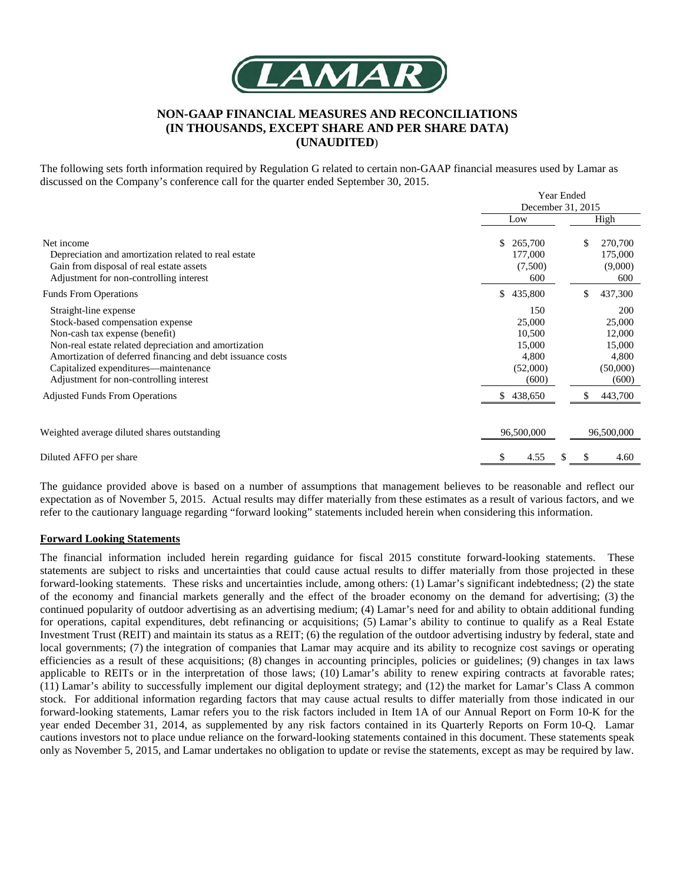# NON-GAAP FINANCIAL MEASURES AND RECONCILIATIONS
## (IN THOUSANDS, EXCEPT SHARE AND PER SHARE DATA)
## (UNAUDITED)

The following sets forth information required by Regulation G related to certain non-GAAP financial measures used by Lamar as discussed on the Company's conference call for the quarter ended September 30, 2015.

| | Year Ended December 31, 2015 | |
|---|---|---|
| | Low | High |
| Net income | $ 265,700 | $ 270,700 |
| Depreciation and amortization related to real estate | 177,000 | 175,000 |
| Gain from disposal of real estate assets | (7,500) | (9,000) |
| Adjustment for non-controlling interest | 600 | 600 |
| Funds From Operations | $ 435,800 | $ 437,300 |
| Straight-line expense | 150 | 200 |
| Stock-based compensation expense | 25,000 | 25,000 |
| Non-cash tax expense (benefit) | 10,500 | 12,000 |
| Non-real estate related depreciation and amortization | 15,000 | 15,000 |
| Amortization of deferred financing and debt issuance costs | 4,800 | 4,800 |
| Capitalized expenditures—maintenance | (52,000) | (50,000) |
| Adjustment for non-controlling interest | (600) | (600) |
| Adjusted Funds From Operations | $ 438,650 | $ 443,700 |
| Weighted average diluted shares outstanding | 96,500,000 | 96,500,000 |
| Diluted AFFO per share | $ 4.55 | $ $ 4.60 |

The guidance provided above is based on a number of assumptions that management believes to be reasonable and reflect our expectation as of November 5, 2015. Actual results may differ materially from these estimates as a result of various factors, and we refer to the cautionary language regarding "forward looking" statements included herein when considering this information.

**Forward Looking Statements**

The financial information included herein regarding guidance for fiscal 2015 constitute forward-looking statements. These statements are subject to risks and uncertainties that could cause actual results to differ materially from those projected in these forward-looking statements. These risks and uncertainties include, among others: (1) Lamar's significant indebtedness; (2) the state of the economy and financial markets generally and the effect of the broader economy on the demand for advertising; (3) the continued popularity of outdoor advertising as an advertising medium; (4) Lamar's need for and ability to obtain additional funding for operations, capital expenditures, debt refinancing or acquisitions; (5) Lamar's ability to continue to qualify as a Real Estate Investment Trust (REIT) and maintain its status as a REIT; (6) the regulation of the outdoor advertising industry by federal, state and local governments; (7) the integration of companies that Lamar may acquire and its ability to recognize cost savings or operating efficiencies as a result of these acquisitions; (8) changes in accounting principles, policies or guidelines; (9) changes in tax laws applicable to REITs or in the interpretation of those laws; (10) Lamar's ability to renew expiring contracts at favorable rates; (11) Lamar's ability to successfully implement our digital deployment strategy; and (12) the market for Lamar's Class A common stock. For additional information regarding factors that may cause actual results to differ materially from those indicated in our forward-looking statements, Lamar refers you to the risk factors included in Item 1A of our Annual Report on Form 10-K for the year ended December 31, 2014, as supplemented by any risk factors contained in its Quarterly Reports on Form 10-Q. Lamar cautions investors not to place undue reliance on the forward-looking statements contained in this document. These statements speak only as November 5, 2015, and Lamar undertakes no obligation to update or revise the statements, except as may be required by law.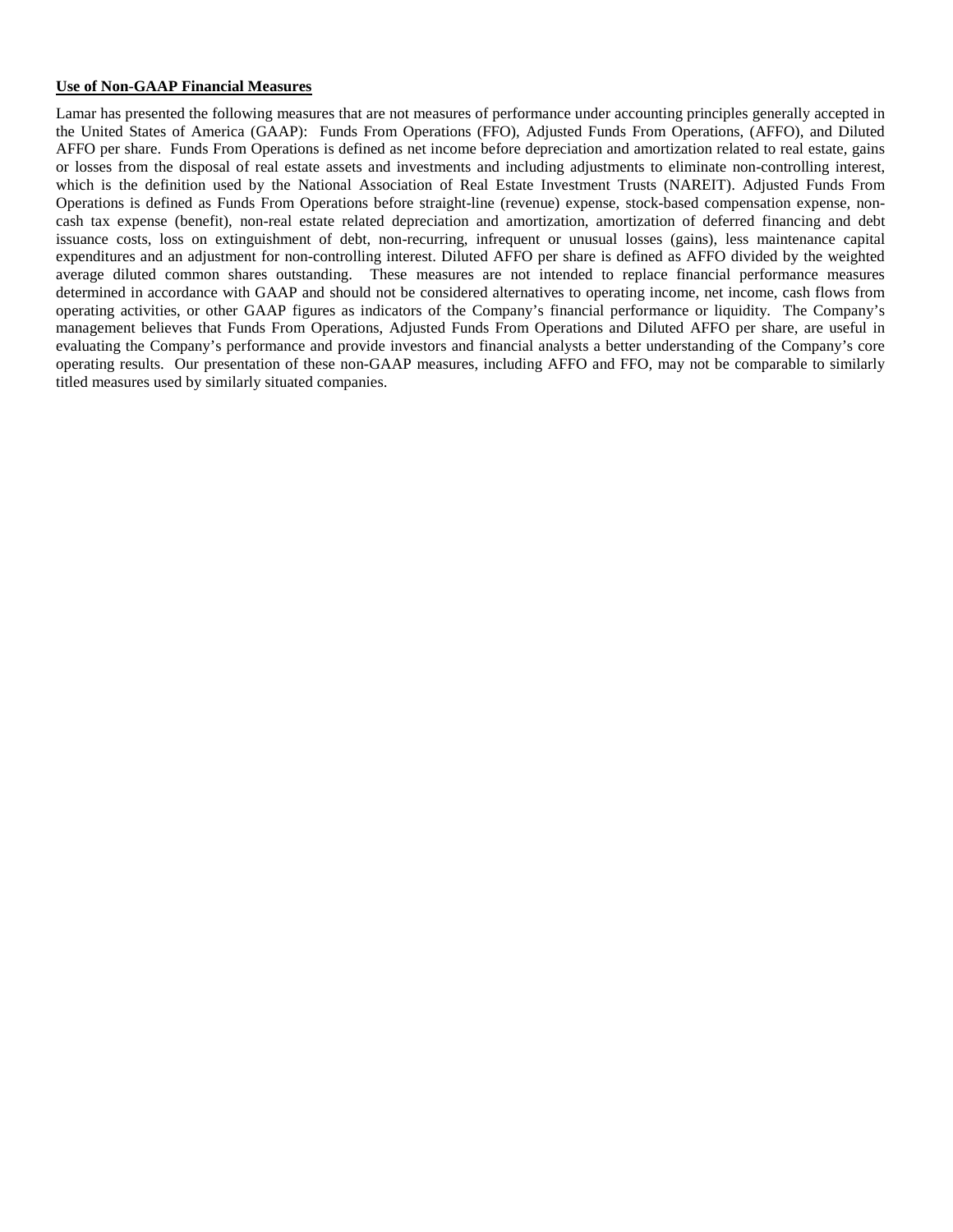**Use of Non-GAAP Financial Measures**

Lamar has presented the following measures that are not measures of performance under accounting principles generally accepted in the United States of America (GAAP): Funds From Operations (FFO), Adjusted Funds From Operations, (AFFO), and Diluted AFFO per share. Funds From Operations is defined as net income before depreciation and amortization related to real estate, gains or losses from the disposal of real estate assets and investments and including adjustments to eliminate non-controlling interest, which is the definition used by the National Association of Real Estate Investment Trusts (NAREIT). Adjusted Funds From Operations is defined as Funds From Operations before straight-line (revenue) expense, stock-based compensation expense, non-cash tax expense (benefit), non-real estate related depreciation and amortization, amortization of deferred financing and debt issuance costs, loss on extinguishment of debt, non-recurring, infrequent or unusual losses (gains), less maintenance capital expenditures and an adjustment for non-controlling interest. Diluted AFFO per share is defined as AFFO divided by the weighted average diluted common shares outstanding. These measures are not intended to replace financial performance measures determined in accordance with GAAP and should not be considered alternatives to operating income, net income, cash flows from operating activities, or other GAAP figures as indicators of the Company's financial performance or liquidity. The Company's management believes that Funds From Operations, Adjusted Funds From Operations and Diluted AFFO per share, are useful in evaluating the Company's performance and provide investors and financial analysts a better understanding of the Company's core operating results. Our presentation of these non-GAAP measures, including AFFO and FFO, may not be comparable to similarly titled measures used by similarly situated companies.